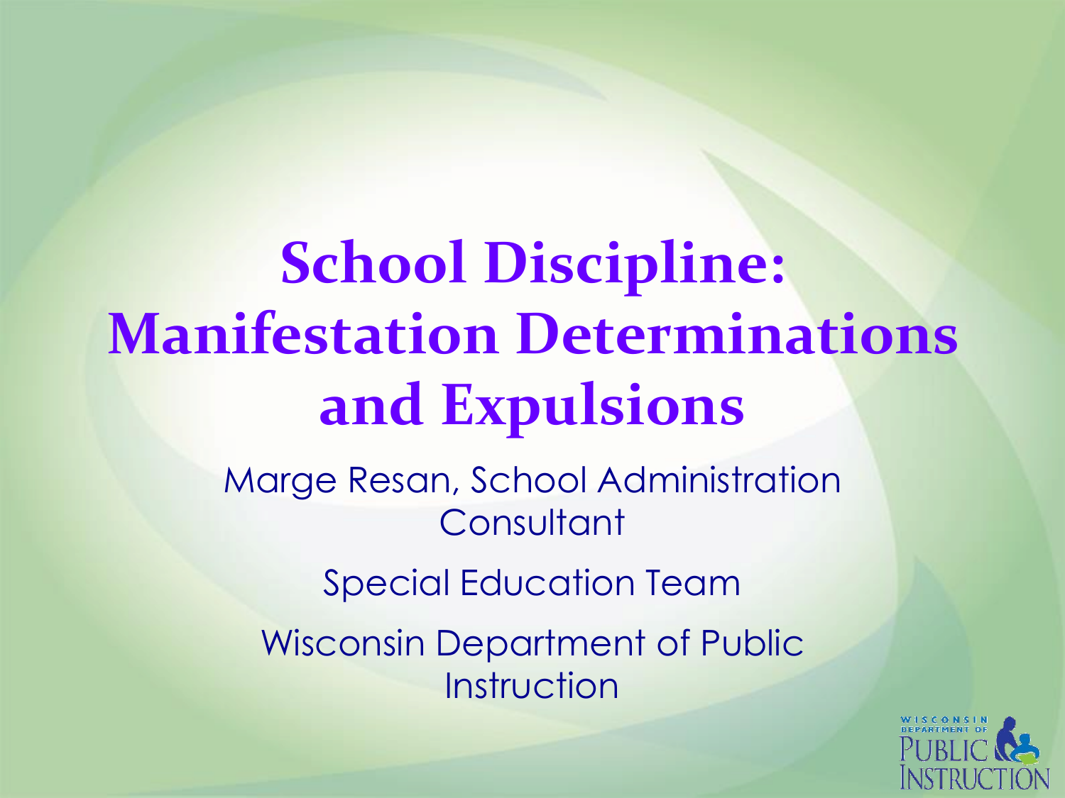# School Discipline: Manifestation Determinations and Expulsions

Marge Resan, School Administration Consultant

Special Education Team

Wisconsin Department of Public Instruction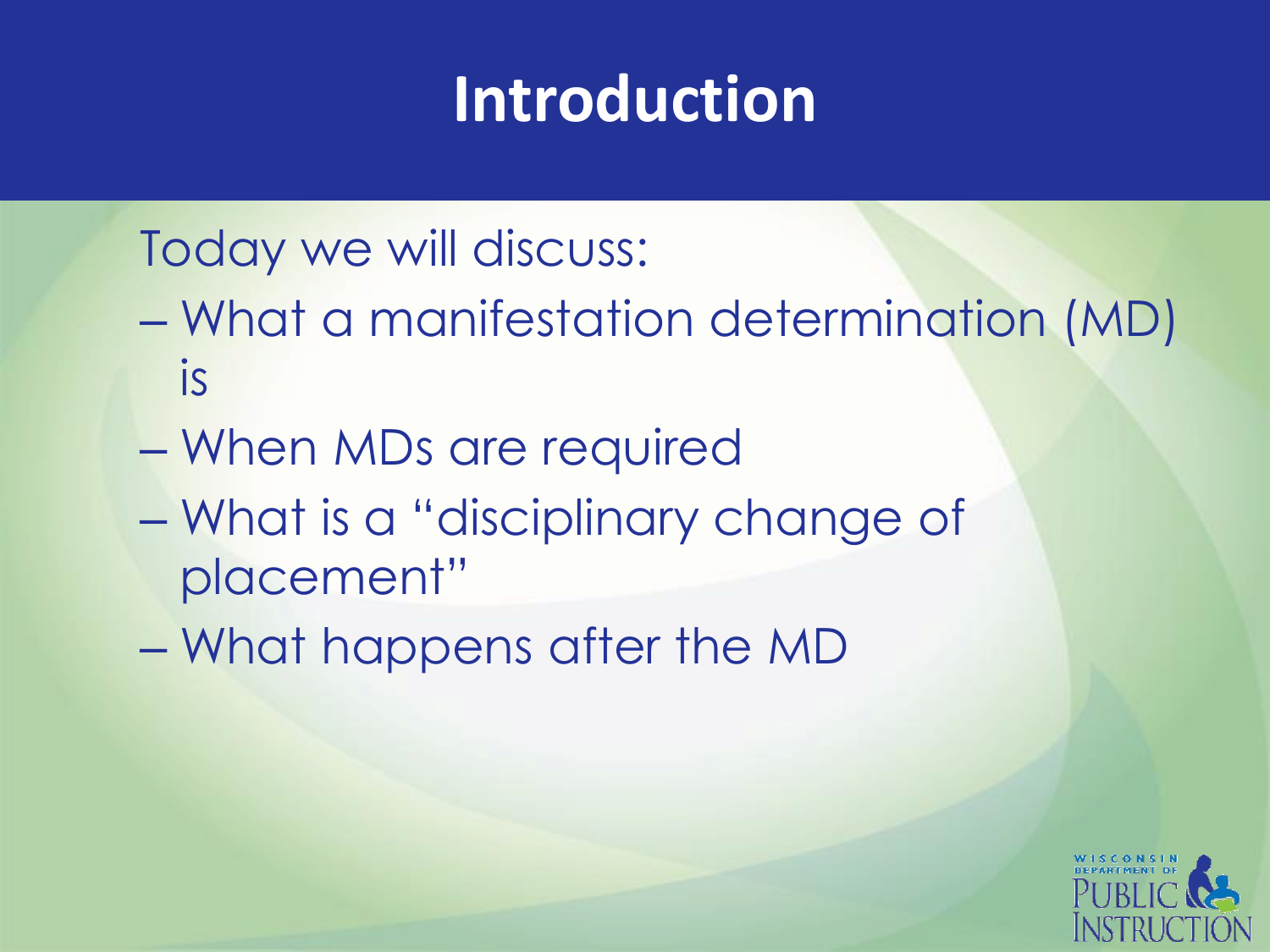# Introduction

Today we will discuss:

- What a manifestation determination (MD) is
- When MDs are required
- What is a "disciplinary change of placement"
- What happens after the MD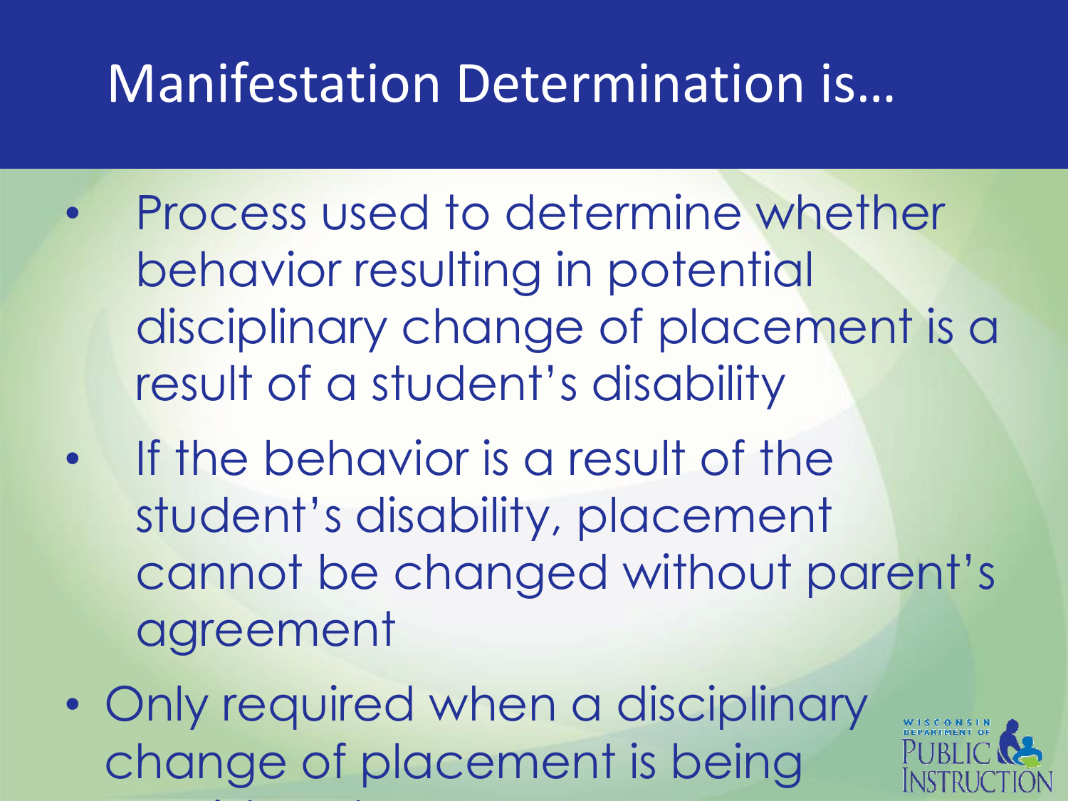# Manifestation Determination is…

- Process used to determine whether behavior resulting in potential disciplinary change of placement is a result of a student's disability
- If the behavior is a result of the student's disability, placement cannot be changed without parent's agreement
- Only required when a disciplinary change of placement is being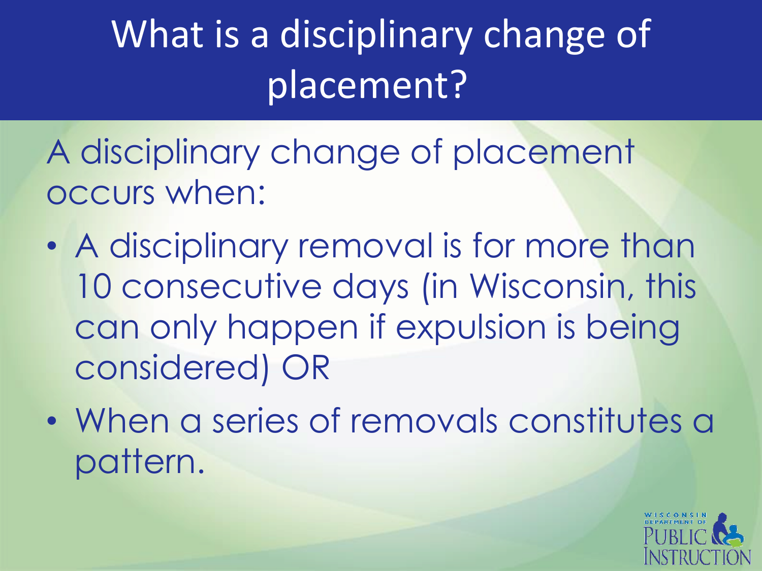# What is a disciplinary change of placement?

A disciplinary change of placement occurs when:

- A disciplinary removal is for more than 10 consecutive days (in Wisconsin, this can only happen if expulsion is being considered) OR
- When a series of removals constitutes a pattern.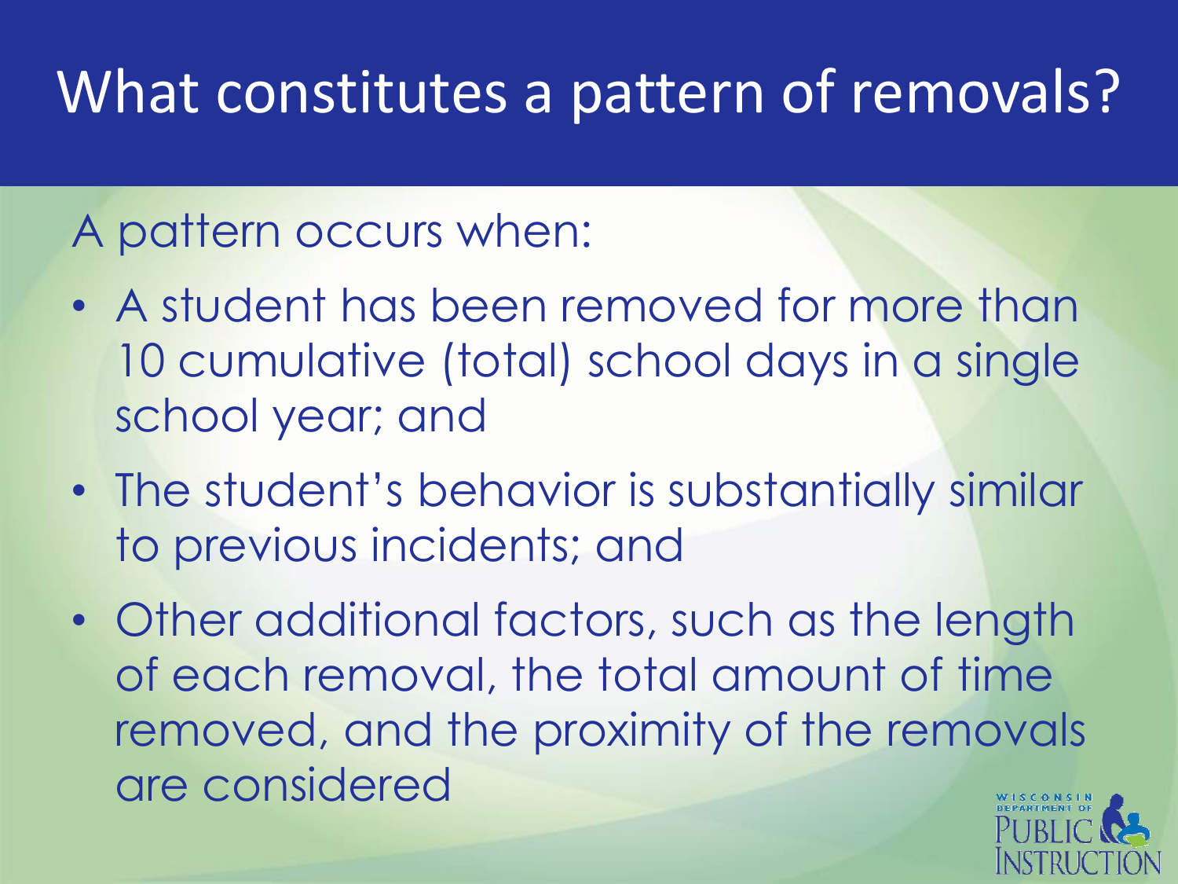# What constitutes a pattern of removals?

A pattern occurs when:

- A student has been removed for more than 10 cumulative (total) school days in a single school year; and
- The student's behavior is substantially similar to previous incidents; and
- Other additional factors, such as the length of each removal, the total amount of time removed, and the proximity of the removals are considered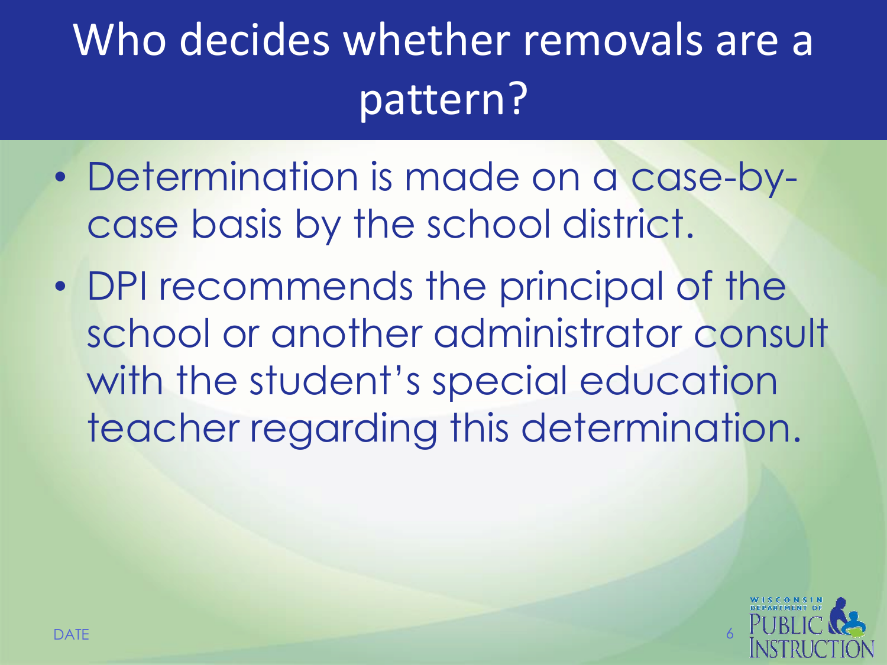# Who decides whether removals are a pattern?

- Determination is made on a case-by-case basis by the school district.
- DPI recommends the principal of the school or another administrator consult with the student's special education teacher regarding this determination.

DATE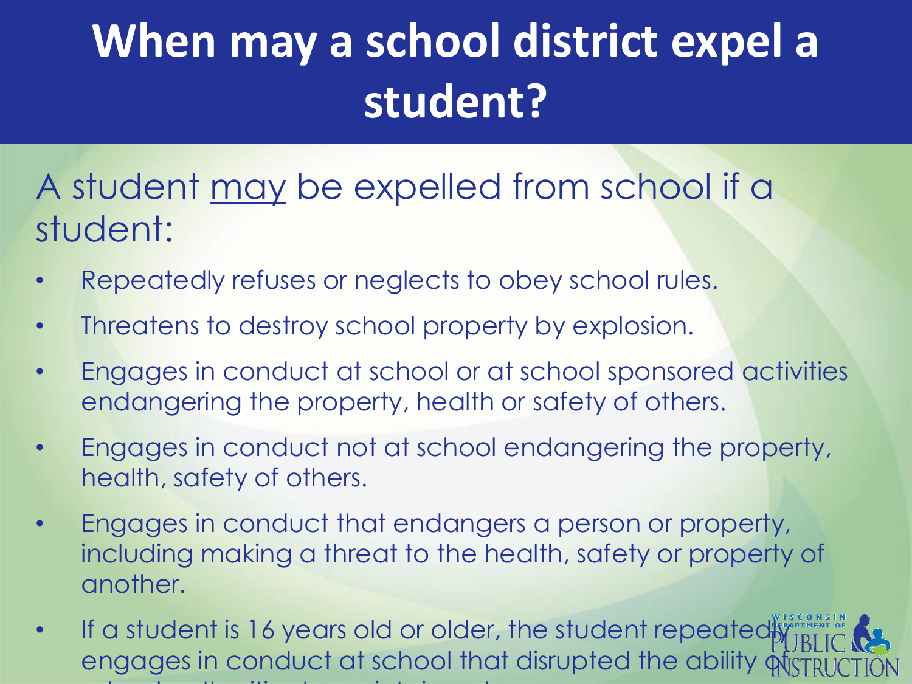# When may a school district expel a student?

A student <u>may</u> be expelled from school if a student:

- Repeatedly refuses or neglects to obey school rules.
- Threatens to destroy school property by explosion.
- Engages in conduct at school or at school sponsored activities endangering the property, health or safety of others.
- Engages in conduct not at school endangering the property, health, safety of others.
- Engages in conduct that endangers a person or property, including making a threat to the health, safety or property of another.
- If a student is 16 years old or older, the student repeatedly engages in conduct at school that disrupted the ability of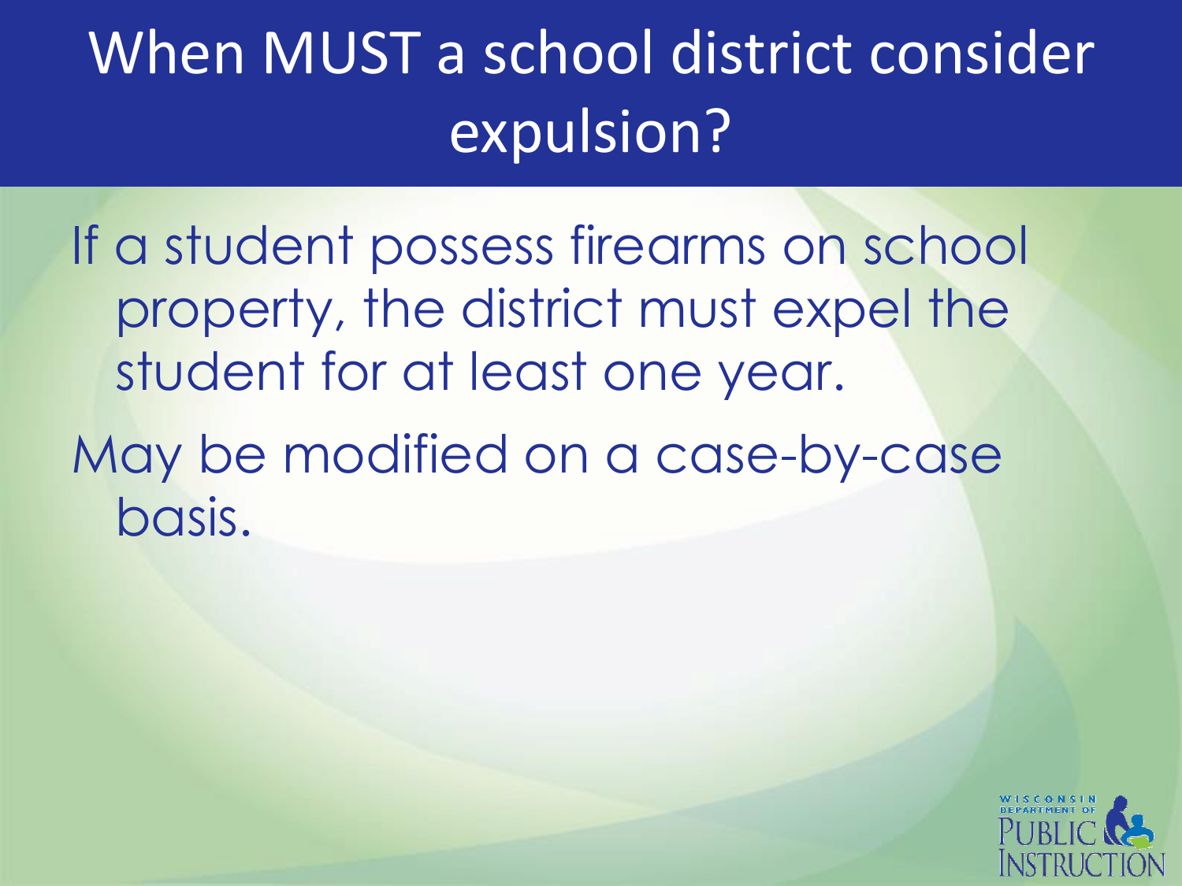# When MUST a school district consider expulsion?

If a student possess firearms on school property, the district must expel the student for at least one year.

May be modified on a case-by-case basis.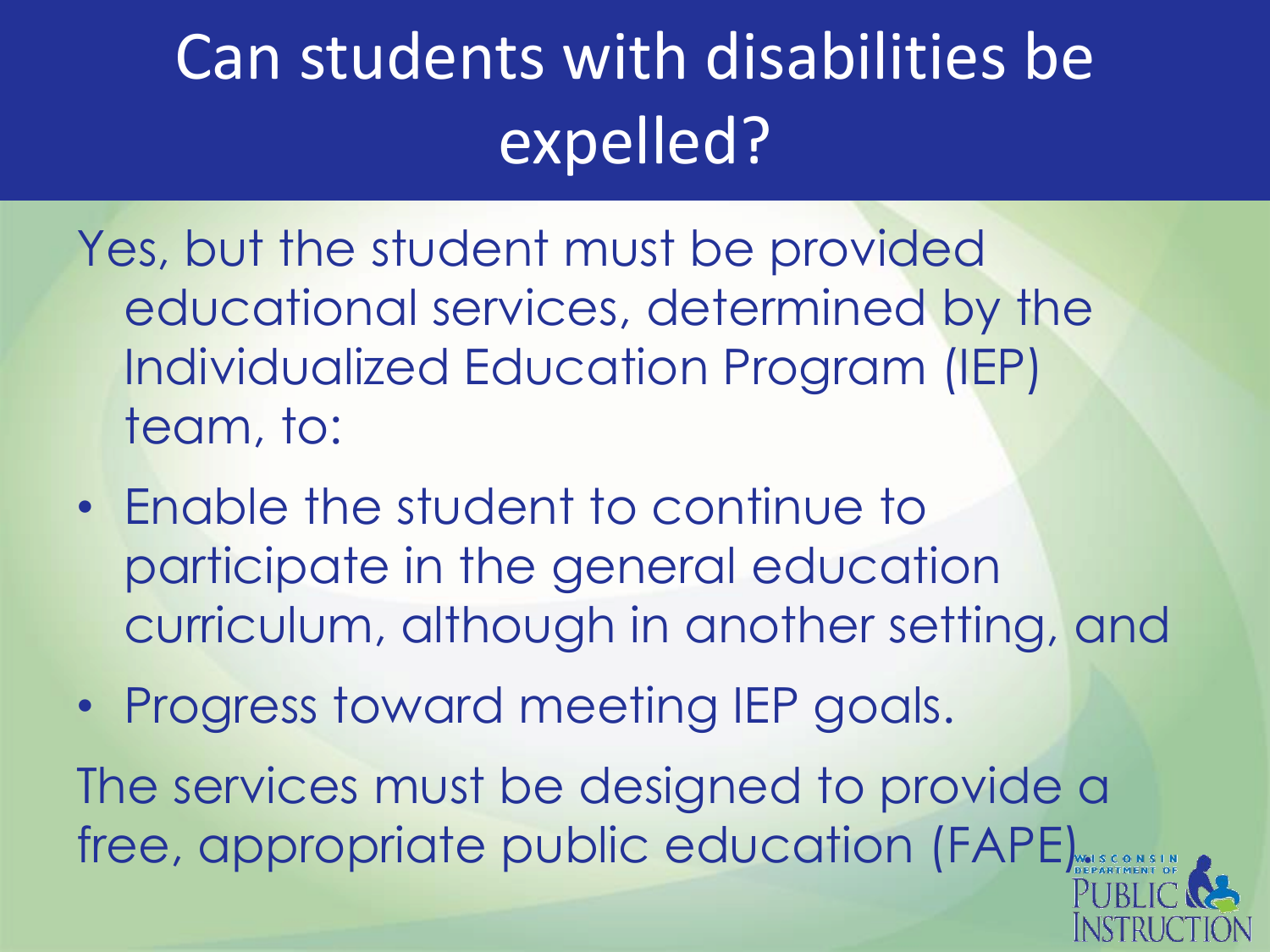# Can students with disabilities be expelled?

Yes, but the student must be provided educational services, determined by the Individualized Education Program (IEP) team, to:

- Enable the student to continue to participate in the general education curriculum, although in another setting, and
- Progress toward meeting IEP goals.

The services must be designed to provide a free, appropriate public education (FAPE).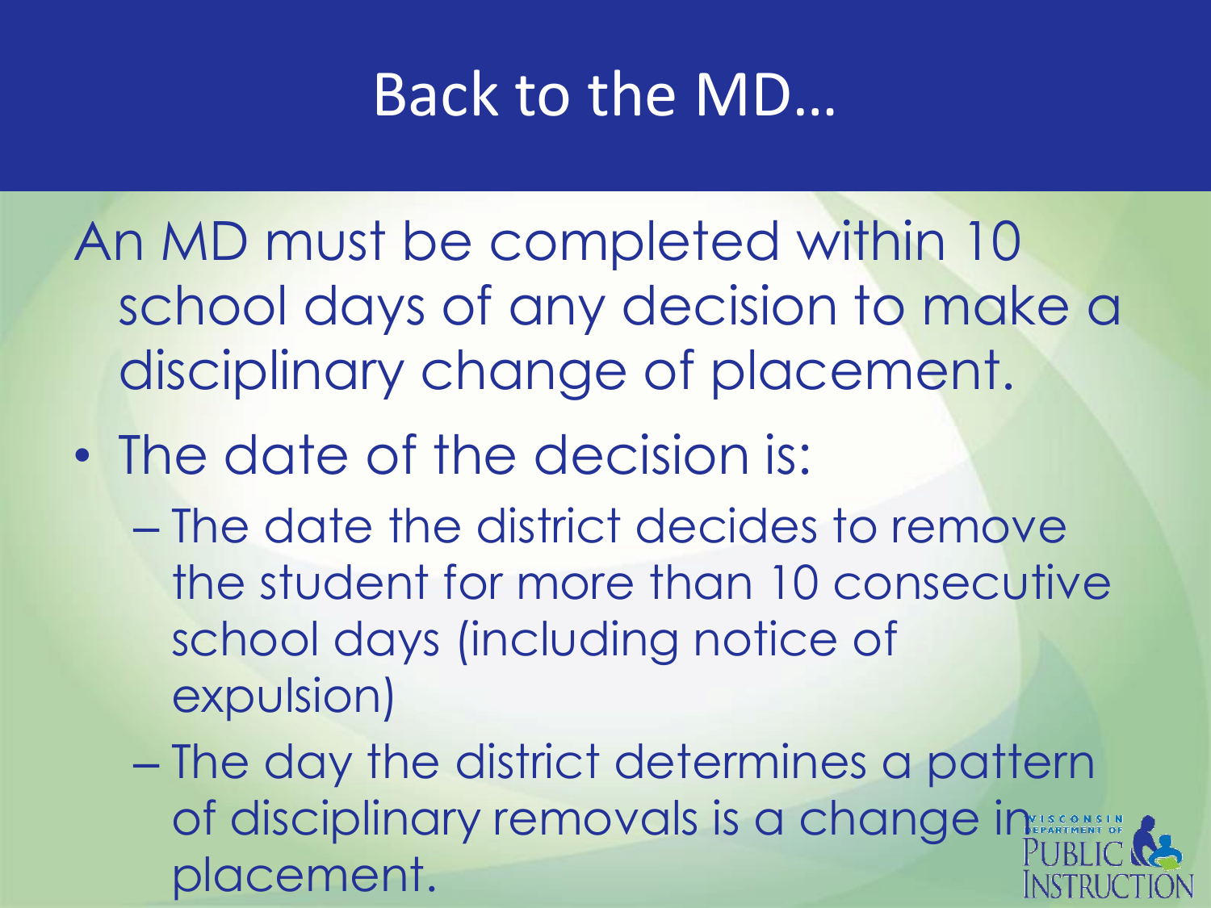# Back to the MD…

An MD must be completed within 10 school days of any decision to make a disciplinary change of placement.

- The date of the decision is:
  - The date the district decides to remove the student for more than 10 consecutive school days (including notice of expulsion)
  - The day the district determines a pattern of disciplinary removals is a change in placement.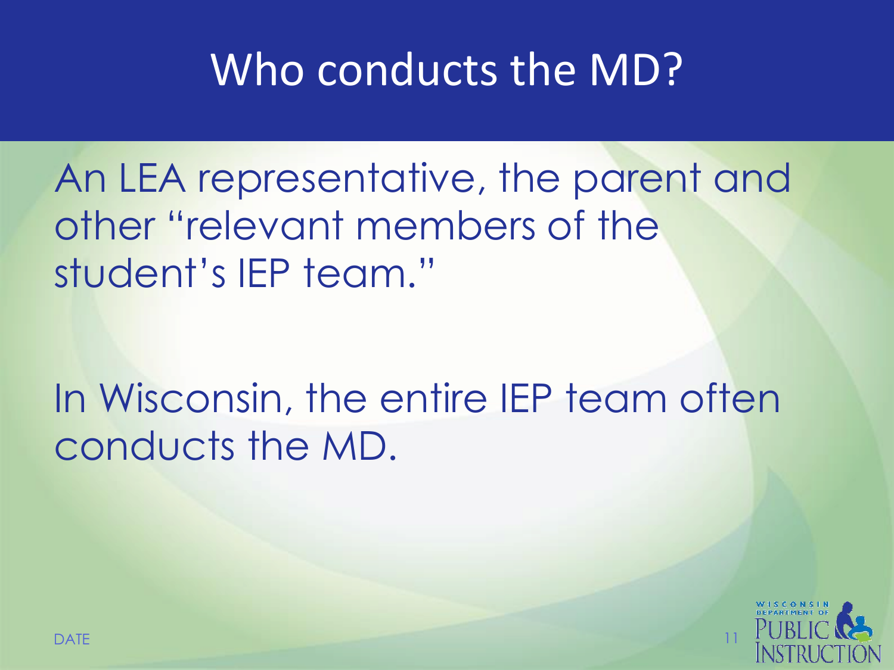# Who conducts the MD?

An LEA representative, the parent and other "relevant members of the student's IEP team."

In Wisconsin, the entire IEP team often conducts the MD.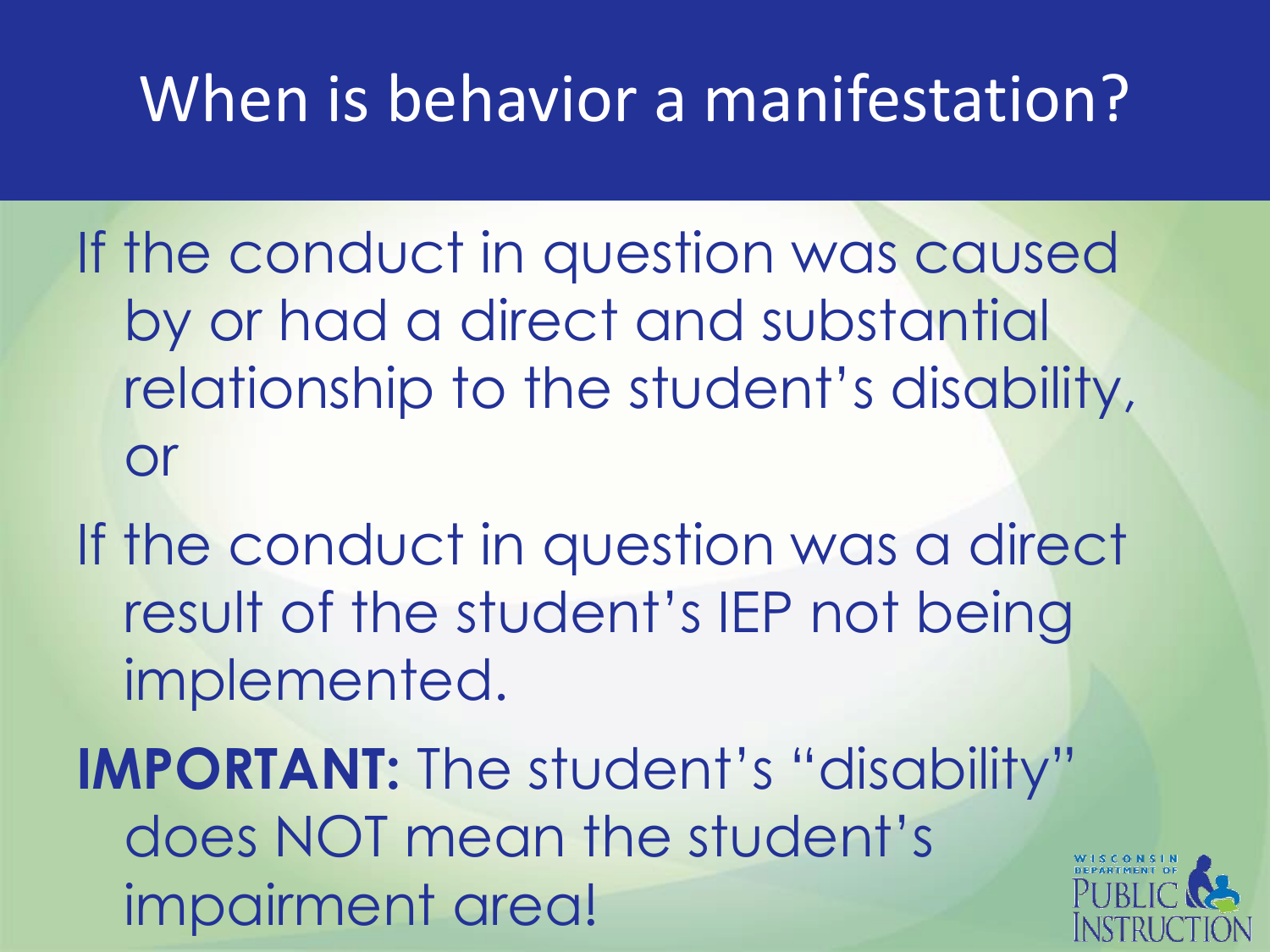# When is behavior a manifestation?

If the conduct in question was caused by or had a direct and substantial relationship to the student's disability, or

If the conduct in question was a direct result of the student's IEP not being implemented.

**IMPORTANT:** The student's "disability" does NOT mean the student's impairment area!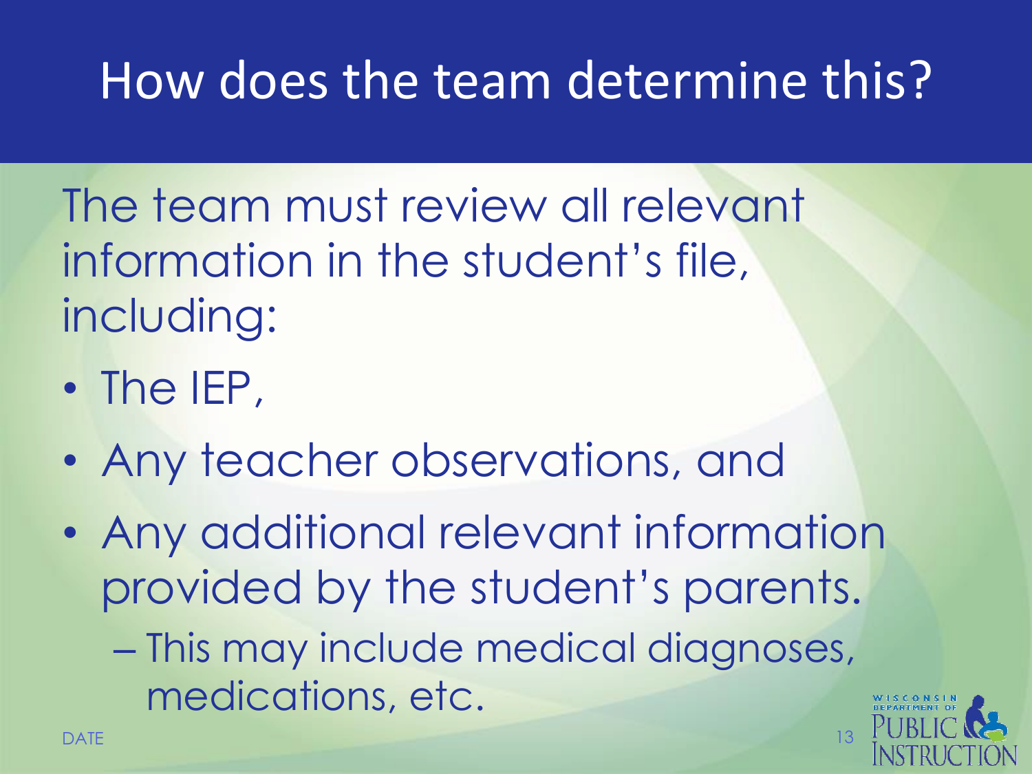# How does the team determine this?

The team must review all relevant information in the student's file, including:

- The IEP,
- Any teacher observations, and
- Any additional relevant information provided by the student's parents.
  - This may include medical diagnoses, medications, etc.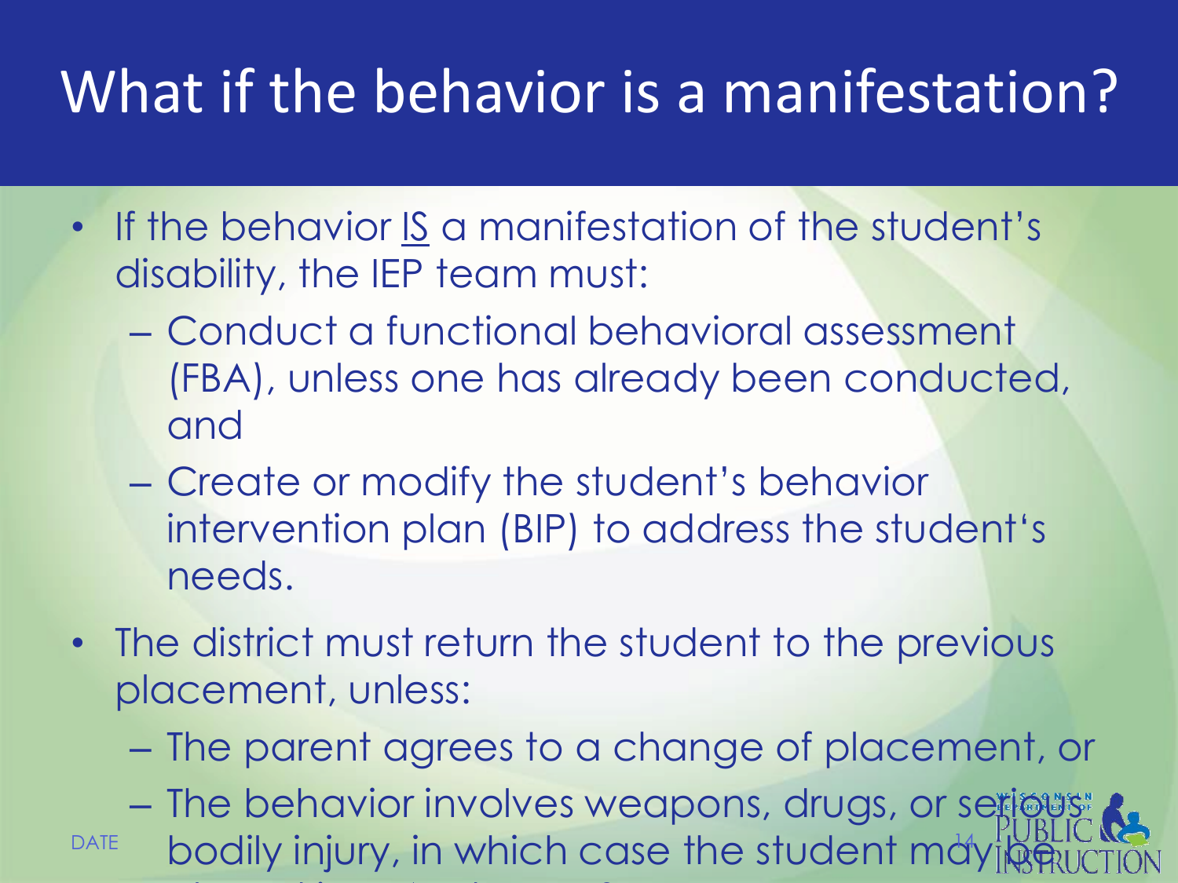# What if the behavior is a manifestation?

- If the behavior IS a manifestation of the student's disability, the IEP team must:
  - Conduct a functional behavioral assessment (FBA), unless one has already been conducted, and
  - Create or modify the student's behavior intervention plan (BIP) to address the student's needs.
- The district must return the student to the previous placement, unless:
  - The parent agrees to a change of placement, or
  - The behavior involves weapons, drugs, or serious bodily injury, in which case the student may be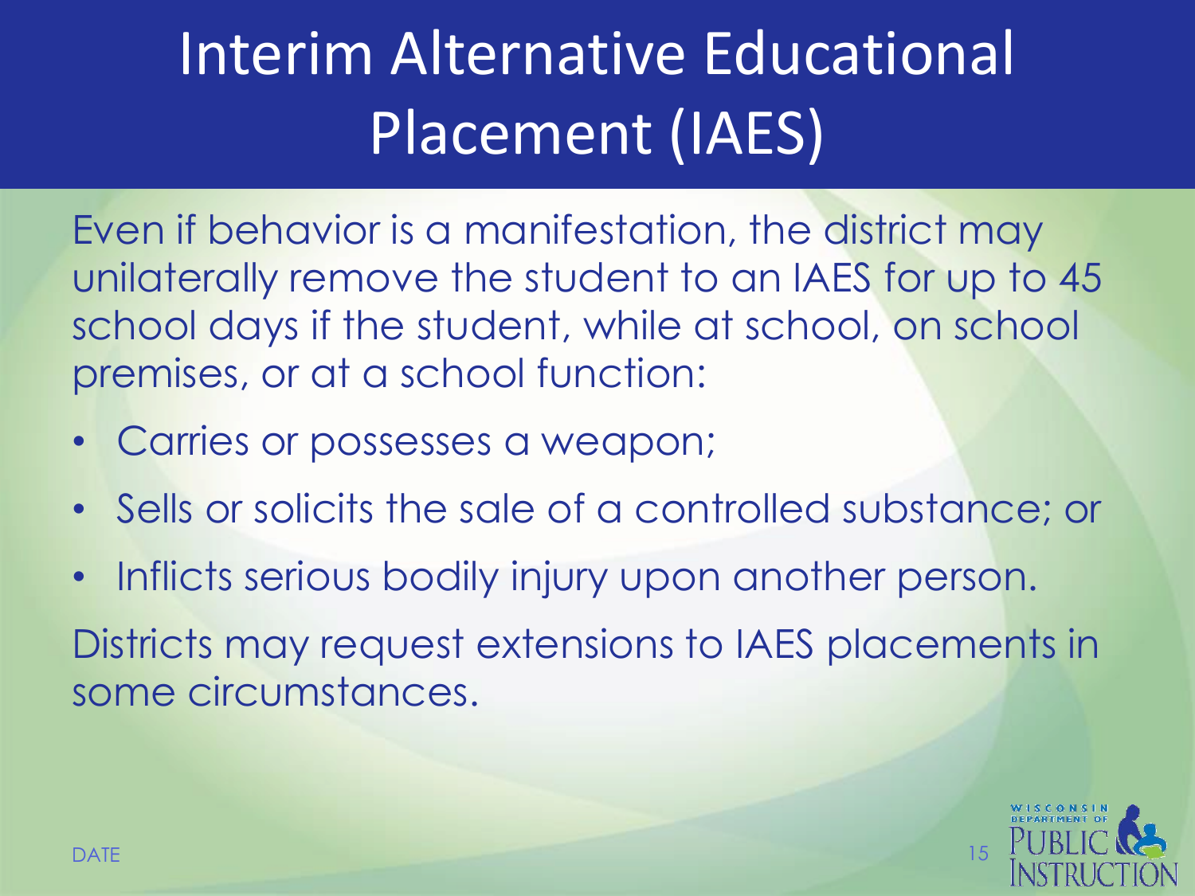# Interim Alternative Educational Placement (IAES)

Even if behavior is a manifestation, the district may unilaterally remove the student to an IAES for up to 45 school days if the student, while at school, on school premises, or at a school function:

- Carries or possesses a weapon;
- Sells or solicits the sale of a controlled substance; or
- Inflicts serious bodily injury upon another person.

Districts may request extensions to IAES placements in some circumstances.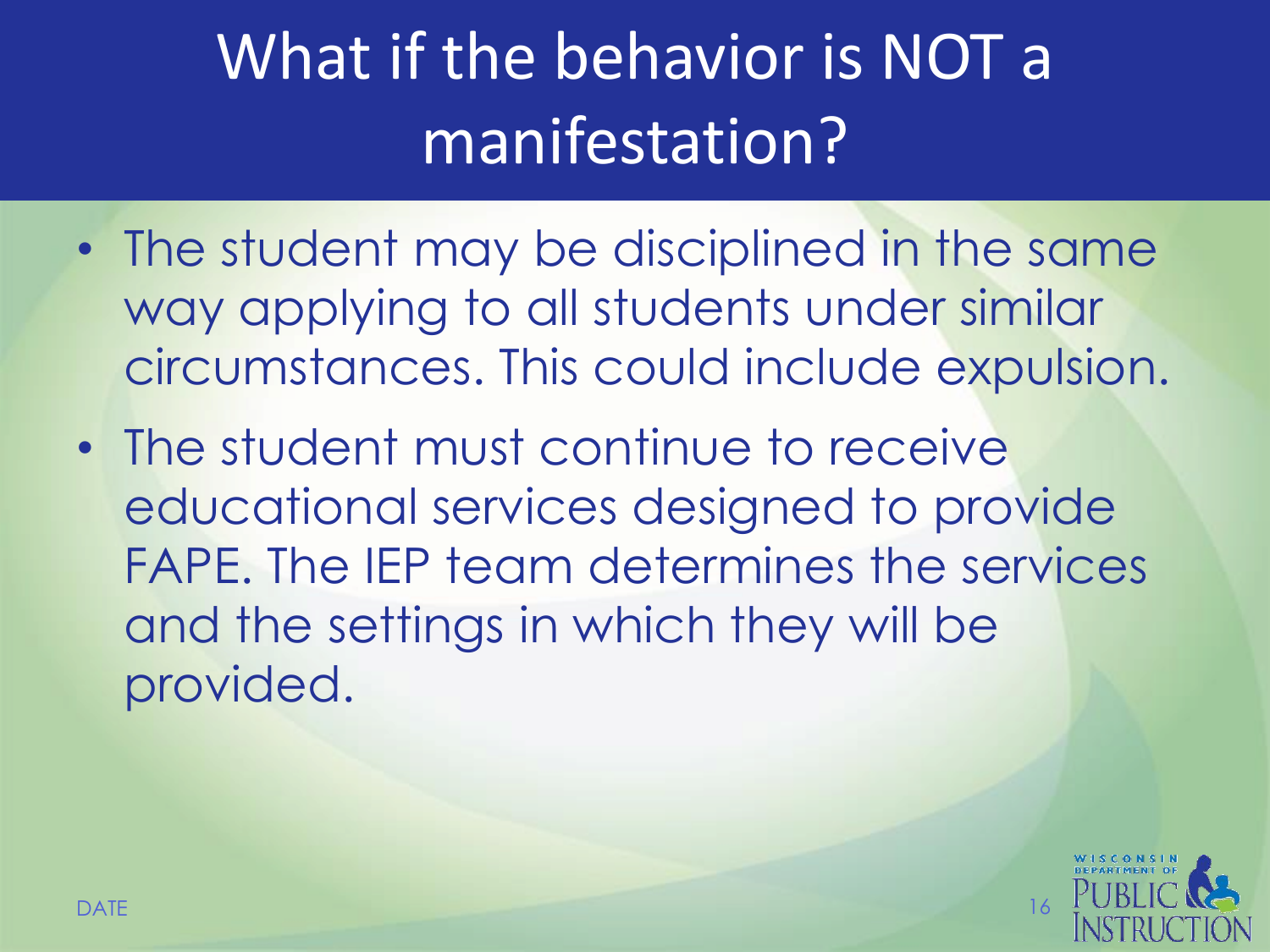# What if the behavior is NOT a manifestation?

- The student may be disciplined in the same way applying to all students under similar circumstances. This could include expulsion.
- The student must continue to receive educational services designed to provide FAPE. The IEP team determines the services and the settings in which they will be provided.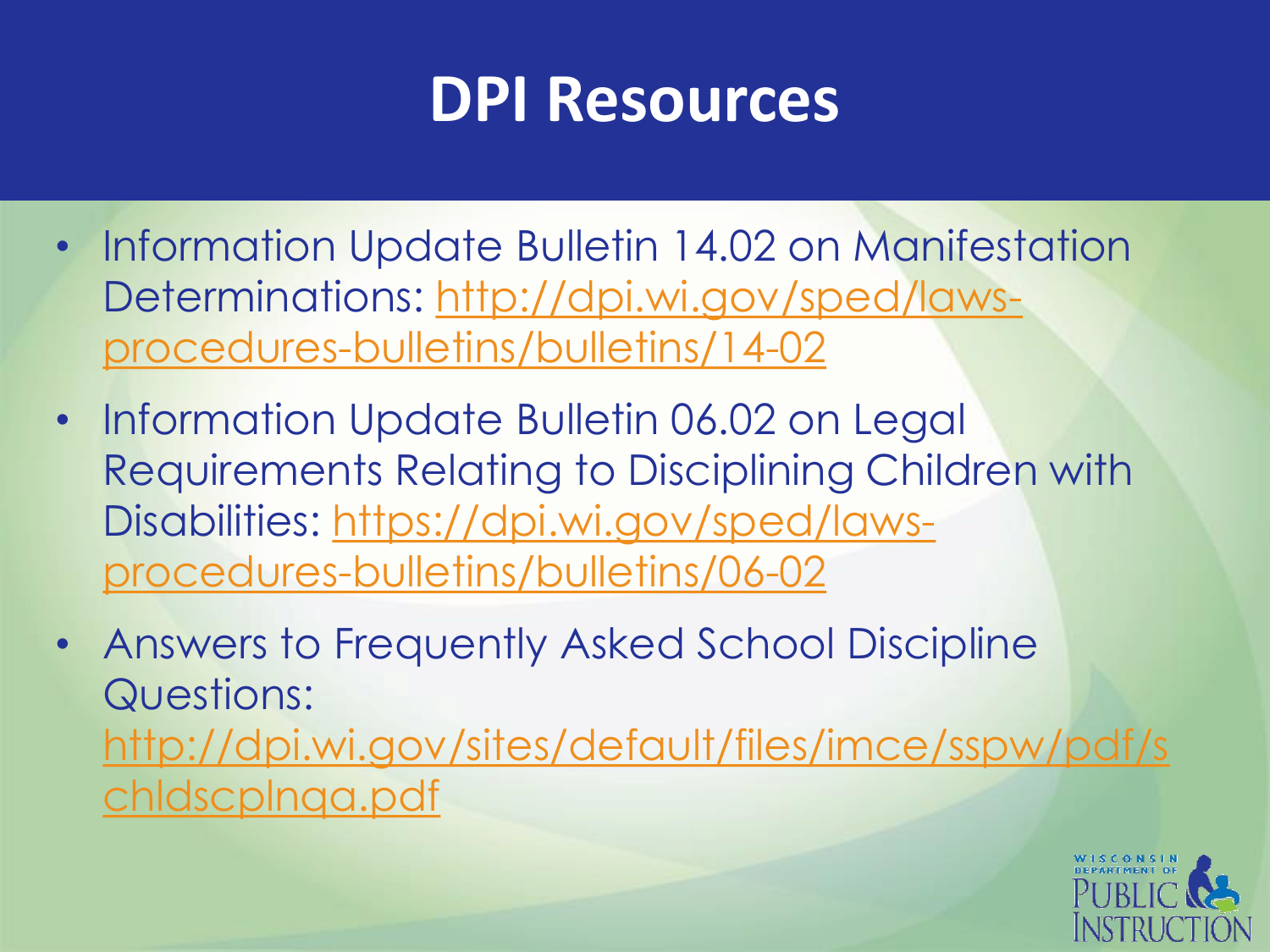# DPI Resources

- Information Update Bulletin 14.02 on Manifestation Determinations: http://dpi.wi.gov/sped/laws-procedures-bulletins/bulletins/14-02
- Information Update Bulletin 06.02 on Legal Requirements Relating to Disciplining Children with Disabilities: https://dpi.wi.gov/sped/laws-procedures-bulletins/bulletins/06-02
- Answers to Frequently Asked School Discipline Questions: http://dpi.wi.gov/sites/default/files/imce/sspw/pdf/schldscplnqa.pdf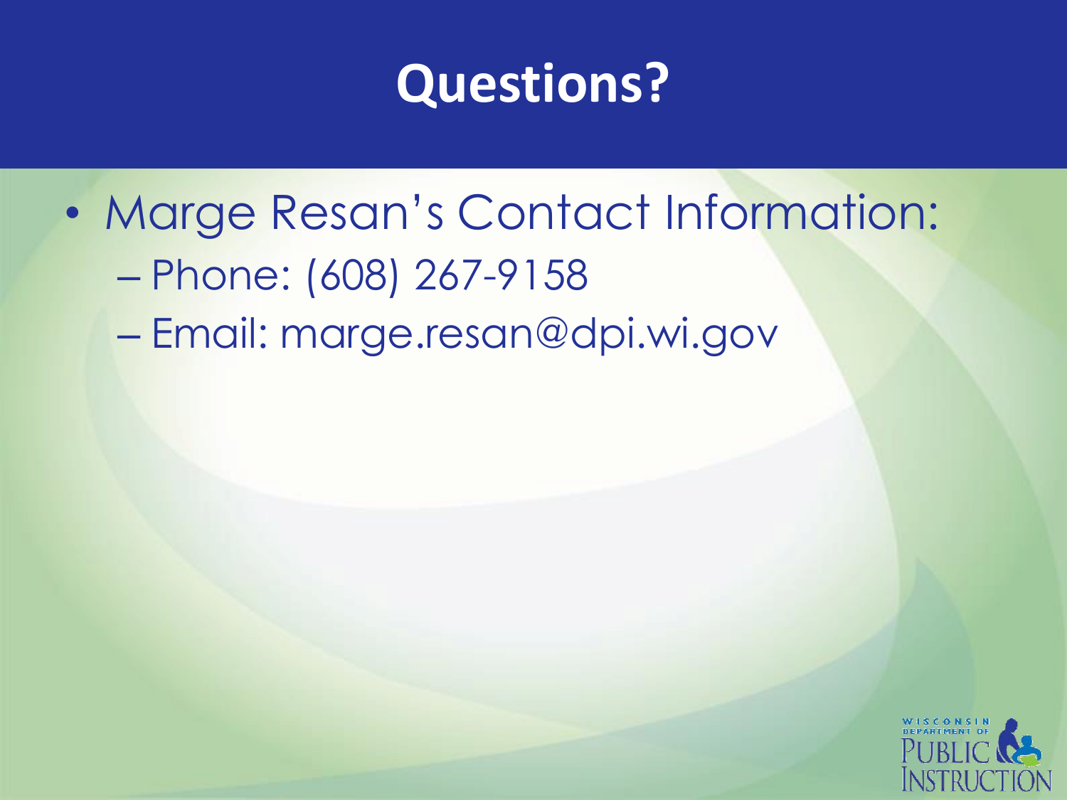# Questions?

- Marge Resan's Contact Information:
  - Phone: (608) 267-9158
  - Email: marge.resan@dpi.wi.gov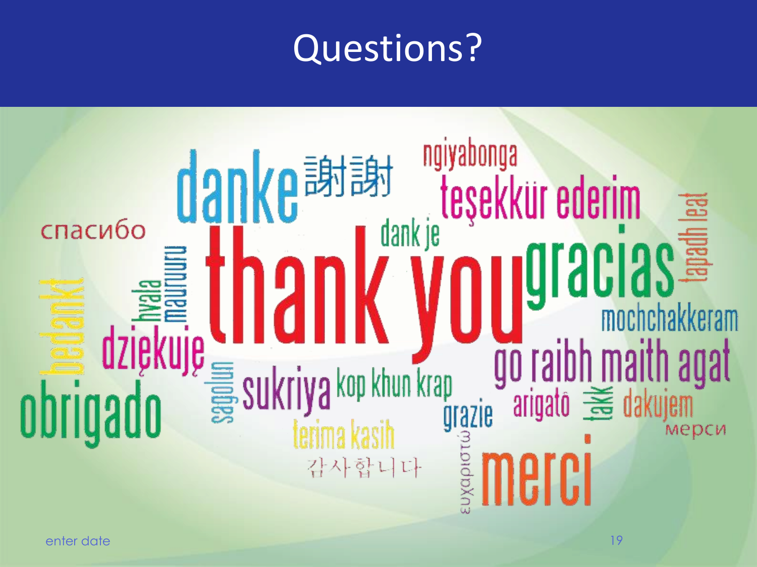# Questions?

danke 謝謝 ngiyabonga teşekkür ederim спасибо dank je tapadh leat bedankt hvala maururu thank you gracias mochchakkeram dziękuję go raibh maith agat obrigado sağolun sukriya kop khun krap grazie arigatô takk dakujem мерси terima kasih 감사합니다 ευχαριστώ merci

enter date